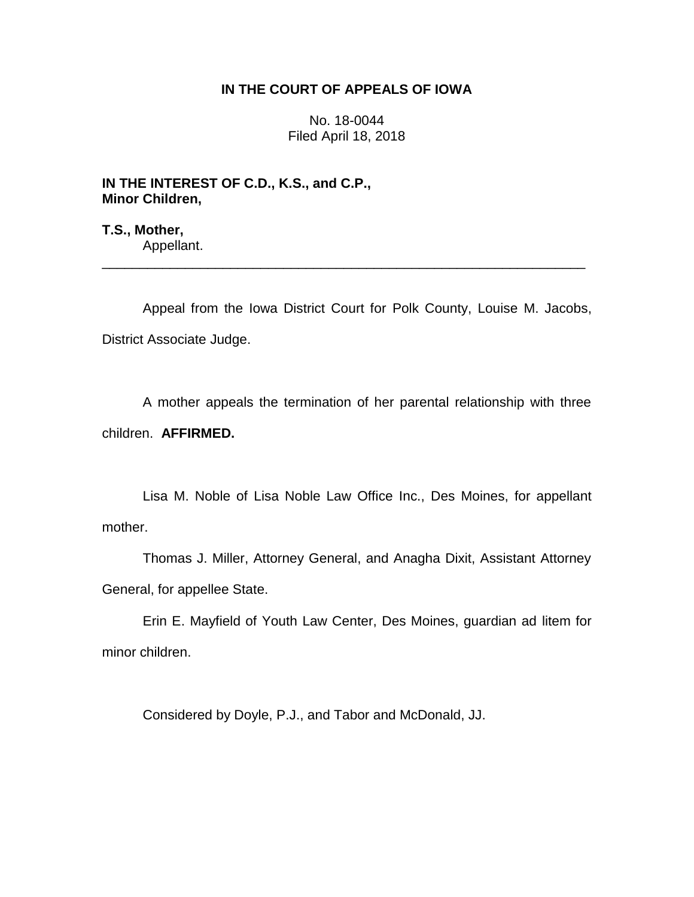**IN THE COURT OF APPEALS OF IOWA**

No. 18-0044
Filed April 18, 2018

**IN THE INTEREST OF C.D., K.S., and C.P., Minor Children,**

**T.S., Mother,**
Appellant.

---

Appeal from the Iowa District Court for Polk County, Louise M. Jacobs, District Associate Judge.

A mother appeals the termination of her parental relationship with three children. **AFFIRMED.**

Lisa M. Noble of Lisa Noble Law Office Inc., Des Moines, for appellant mother.

Thomas J. Miller, Attorney General, and Anagha Dixit, Assistant Attorney General, for appellee State.

Erin E. Mayfield of Youth Law Center, Des Moines, guardian ad litem for minor children.

Considered by Doyle, P.J., and Tabor and McDonald, JJ.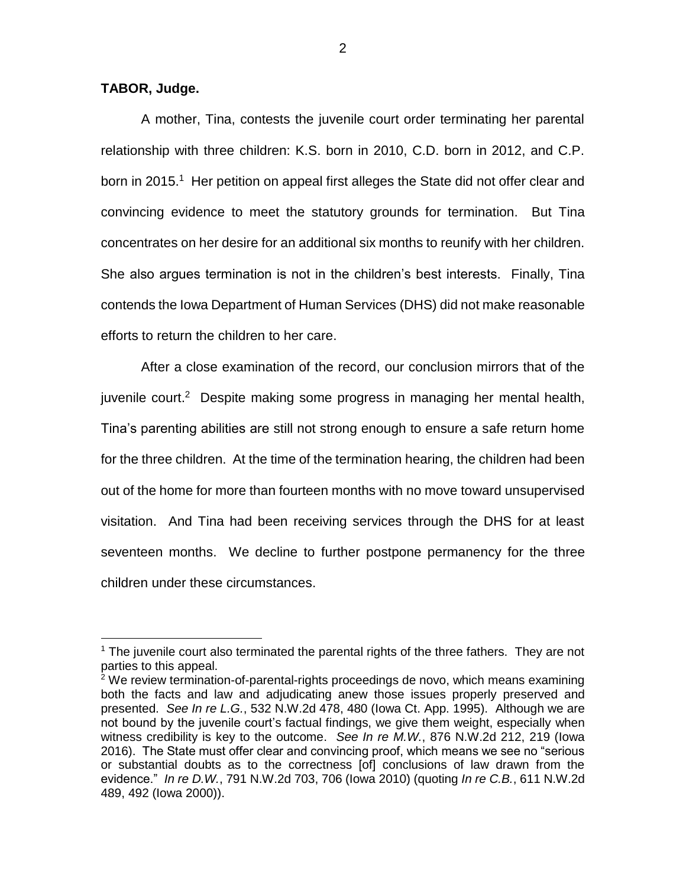**TABOR, Judge.**

A mother, Tina, contests the juvenile court order terminating her parental relationship with three children: K.S. born in 2010, C.D. born in 2012, and C.P. born in 2015.[1] Her petition on appeal first alleges the State did not offer clear and convincing evidence to meet the statutory grounds for termination. But Tina concentrates on her desire for an additional six months to reunify with her children. She also argues termination is not in the children's best interests. Finally, Tina contends the Iowa Department of Human Services (DHS) did not make reasonable efforts to return the children to her care.

After a close examination of the record, our conclusion mirrors that of the juvenile court.[2] Despite making some progress in managing her mental health, Tina's parenting abilities are still not strong enough to ensure a safe return home for the three children. At the time of the termination hearing, the children had been out of the home for more than fourteen months with no move toward unsupervised visitation. And Tina had been receiving services through the DHS for at least seventeen months. We decline to further postpone permanency for the three children under these circumstances.

---

[1] The juvenile court also terminated the parental rights of the three fathers. They are not parties to this appeal.

[2] We review termination-of-parental-rights proceedings de novo, which means examining both the facts and law and adjudicating anew those issues properly preserved and presented. *See In re L.G.*, 532 N.W.2d 478, 480 (Iowa Ct. App. 1995). Although we are not bound by the juvenile court's factual findings, we give them weight, especially when witness credibility is key to the outcome. *See In re M.W.*, 876 N.W.2d 212, 219 (Iowa 2016). The State must offer clear and convincing proof, which means we see no "serious or substantial doubts as to the correctness [of] conclusions of law drawn from the evidence." *In re D.W.*, 791 N.W.2d 703, 706 (Iowa 2010) (quoting *In re C.B.*, 611 N.W.2d 489, 492 (Iowa 2000)).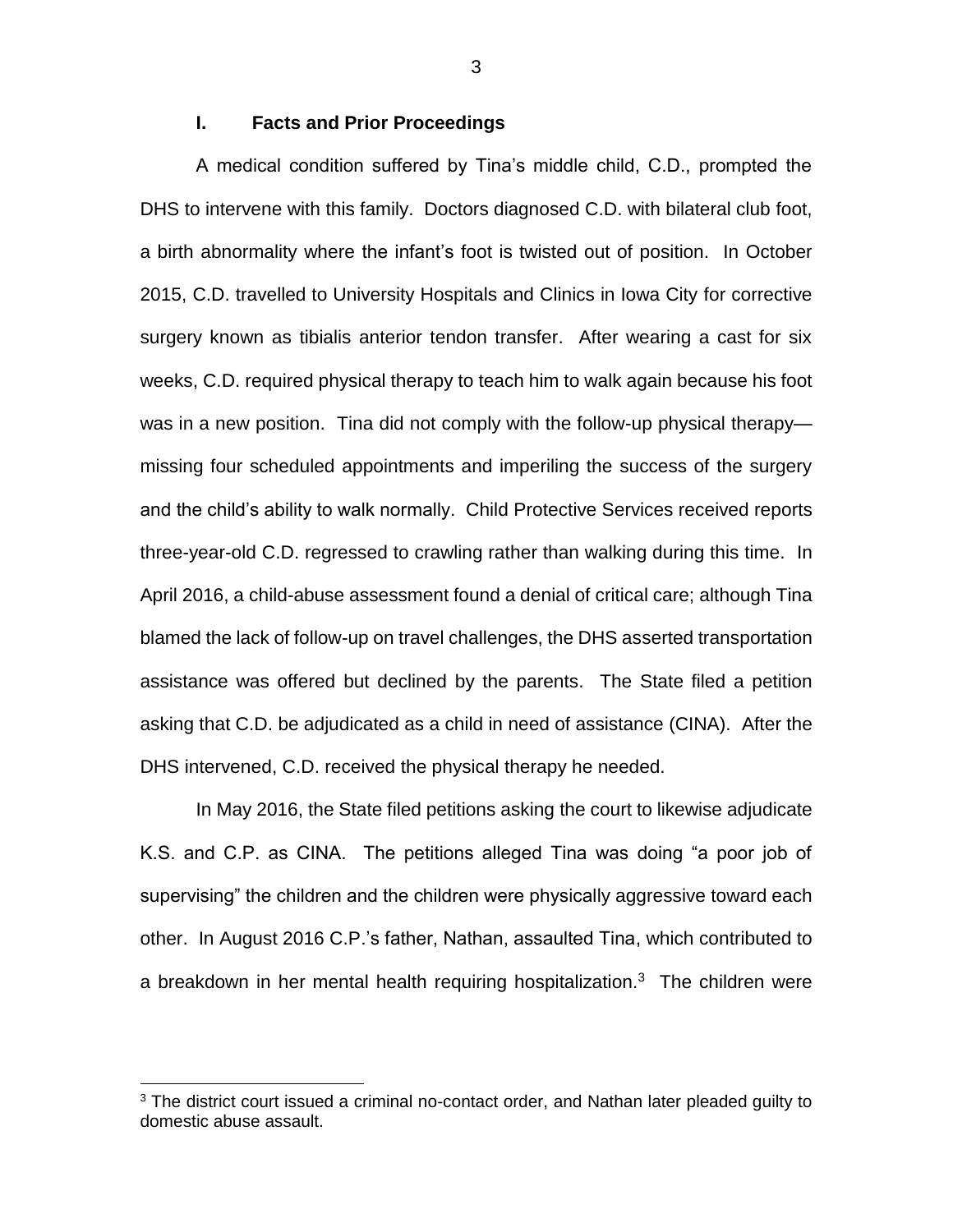## I. Facts and Prior Proceedings

A medical condition suffered by Tina's middle child, C.D., prompted the DHS to intervene with this family. Doctors diagnosed C.D. with bilateral club foot, a birth abnormality where the infant's foot is twisted out of position. In October 2015, C.D. travelled to University Hospitals and Clinics in Iowa City for corrective surgery known as tibialis anterior tendon transfer. After wearing a cast for six weeks, C.D. required physical therapy to teach him to walk again because his foot was in a new position. Tina did not comply with the follow-up physical therapy—missing four scheduled appointments and imperiling the success of the surgery and the child's ability to walk normally. Child Protective Services received reports three-year-old C.D. regressed to crawling rather than walking during this time. In April 2016, a child-abuse assessment found a denial of critical care; although Tina blamed the lack of follow-up on travel challenges, the DHS asserted transportation assistance was offered but declined by the parents. The State filed a petition asking that C.D. be adjudicated as a child in need of assistance (CINA). After the DHS intervened, C.D. received the physical therapy he needed.

In May 2016, the State filed petitions asking the court to likewise adjudicate K.S. and C.P. as CINA. The petitions alleged Tina was doing "a poor job of supervising" the children and the children were physically aggressive toward each other. In August 2016 C.P.'s father, Nathan, assaulted Tina, which contributed to a breakdown in her mental health requiring hospitalization.[3] The children were

[3] The district court issued a criminal no-contact order, and Nathan later pleaded guilty to domestic abuse assault.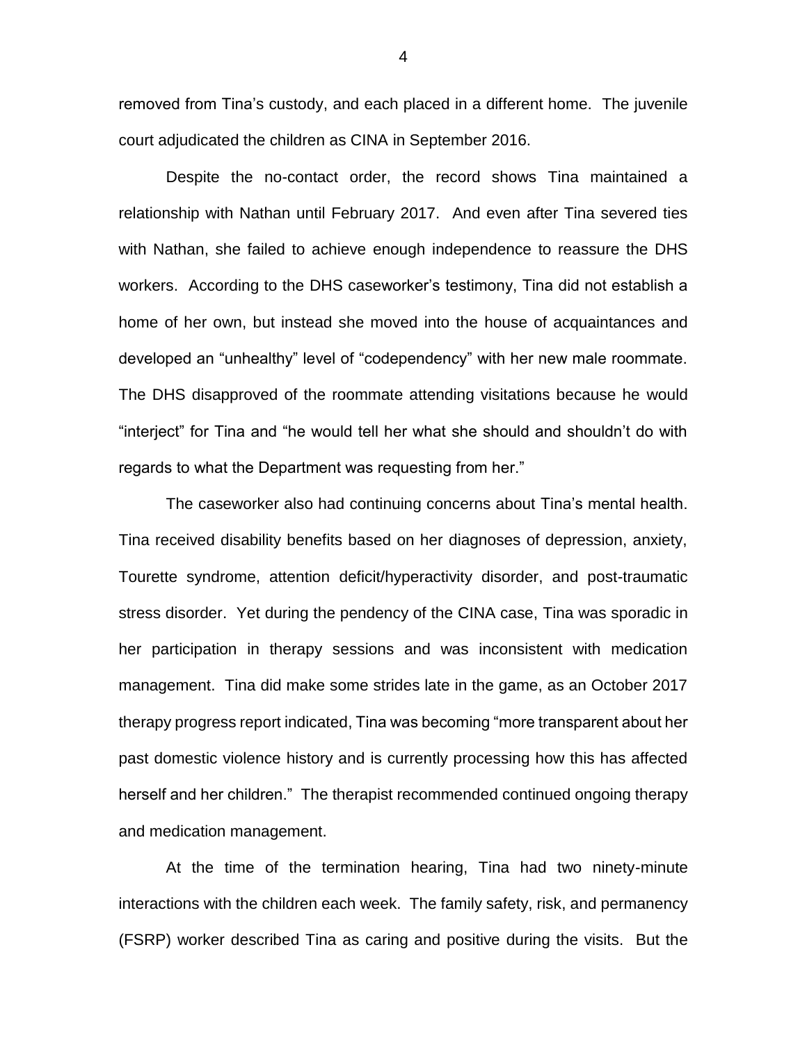removed from Tina's custody, and each placed in a different home. The juvenile court adjudicated the children as CINA in September 2016.

Despite the no-contact order, the record shows Tina maintained a relationship with Nathan until February 2017. And even after Tina severed ties with Nathan, she failed to achieve enough independence to reassure the DHS workers. According to the DHS caseworker's testimony, Tina did not establish a home of her own, but instead she moved into the house of acquaintances and developed an "unhealthy" level of "codependency" with her new male roommate. The DHS disapproved of the roommate attending visitations because he would "interject" for Tina and "he would tell her what she should and shouldn't do with regards to what the Department was requesting from her."

The caseworker also had continuing concerns about Tina's mental health. Tina received disability benefits based on her diagnoses of depression, anxiety, Tourette syndrome, attention deficit/hyperactivity disorder, and post-traumatic stress disorder. Yet during the pendency of the CINA case, Tina was sporadic in her participation in therapy sessions and was inconsistent with medication management. Tina did make some strides late in the game, as an October 2017 therapy progress report indicated, Tina was becoming "more transparent about her past domestic violence history and is currently processing how this has affected herself and her children." The therapist recommended continued ongoing therapy and medication management.

At the time of the termination hearing, Tina had two ninety-minute interactions with the children each week. The family safety, risk, and permanency (FSRP) worker described Tina as caring and positive during the visits. But the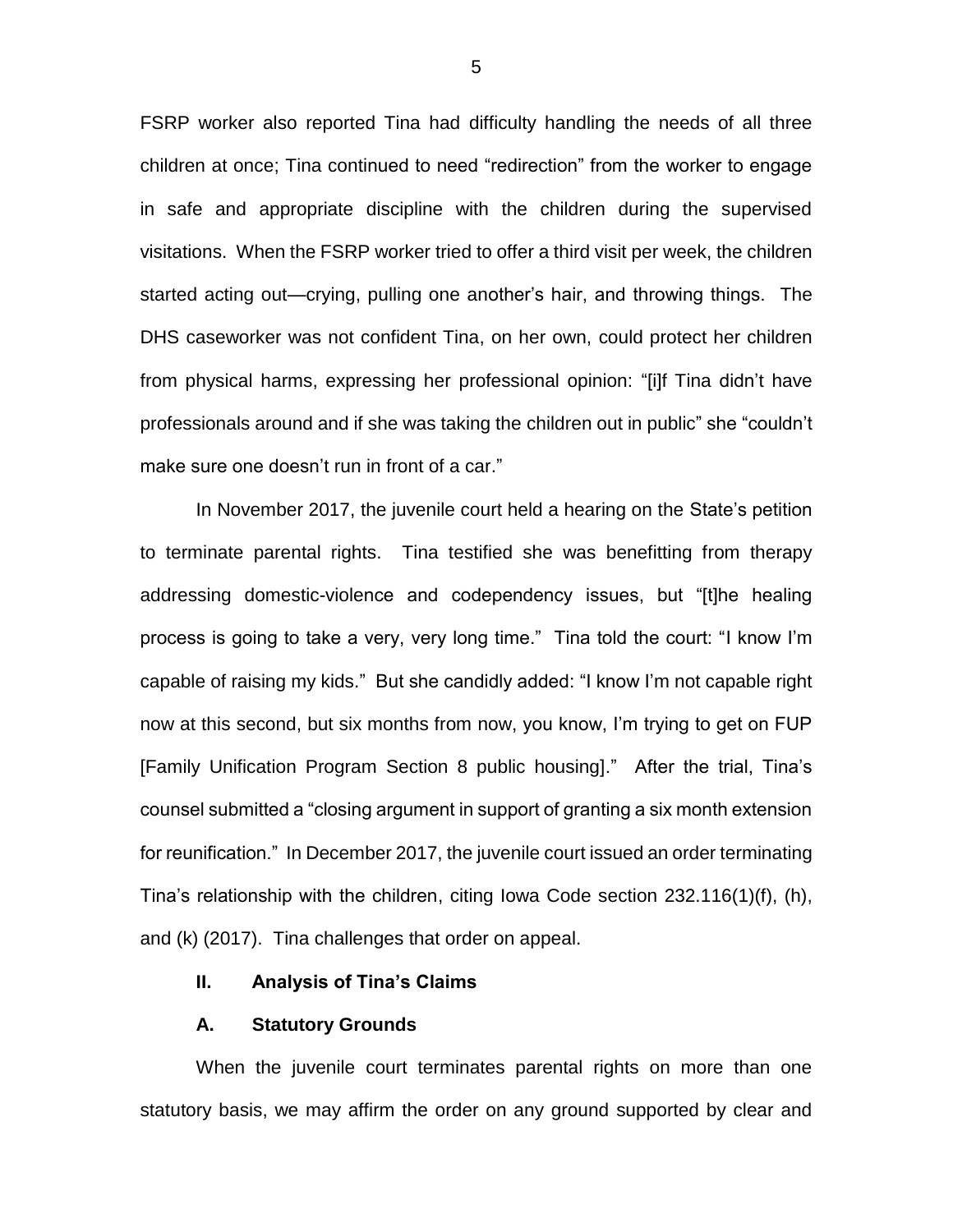FSRP worker also reported Tina had difficulty handling the needs of all three children at once; Tina continued to need "redirection" from the worker to engage in safe and appropriate discipline with the children during the supervised visitations. When the FSRP worker tried to offer a third visit per week, the children started acting out—crying, pulling one another's hair, and throwing things. The DHS caseworker was not confident Tina, on her own, could protect her children from physical harms, expressing her professional opinion: "[i]f Tina didn't have professionals around and if she was taking the children out in public" she "couldn't make sure one doesn't run in front of a car."

In November 2017, the juvenile court held a hearing on the State's petition to terminate parental rights. Tina testified she was benefitting from therapy addressing domestic-violence and codependency issues, but "[t]he healing process is going to take a very, very long time." Tina told the court: "I know I'm capable of raising my kids." But she candidly added: "I know I'm not capable right now at this second, but six months from now, you know, I'm trying to get on FUP [Family Unification Program Section 8 public housing]." After the trial, Tina's counsel submitted a "closing argument in support of granting a six month extension for reunification." In December 2017, the juvenile court issued an order terminating Tina's relationship with the children, citing Iowa Code section 232.116(1)(f), (h), and (k) (2017). Tina challenges that order on appeal.

## II. Analysis of Tina's Claims

### A. Statutory Grounds

When the juvenile court terminates parental rights on more than one statutory basis, we may affirm the order on any ground supported by clear and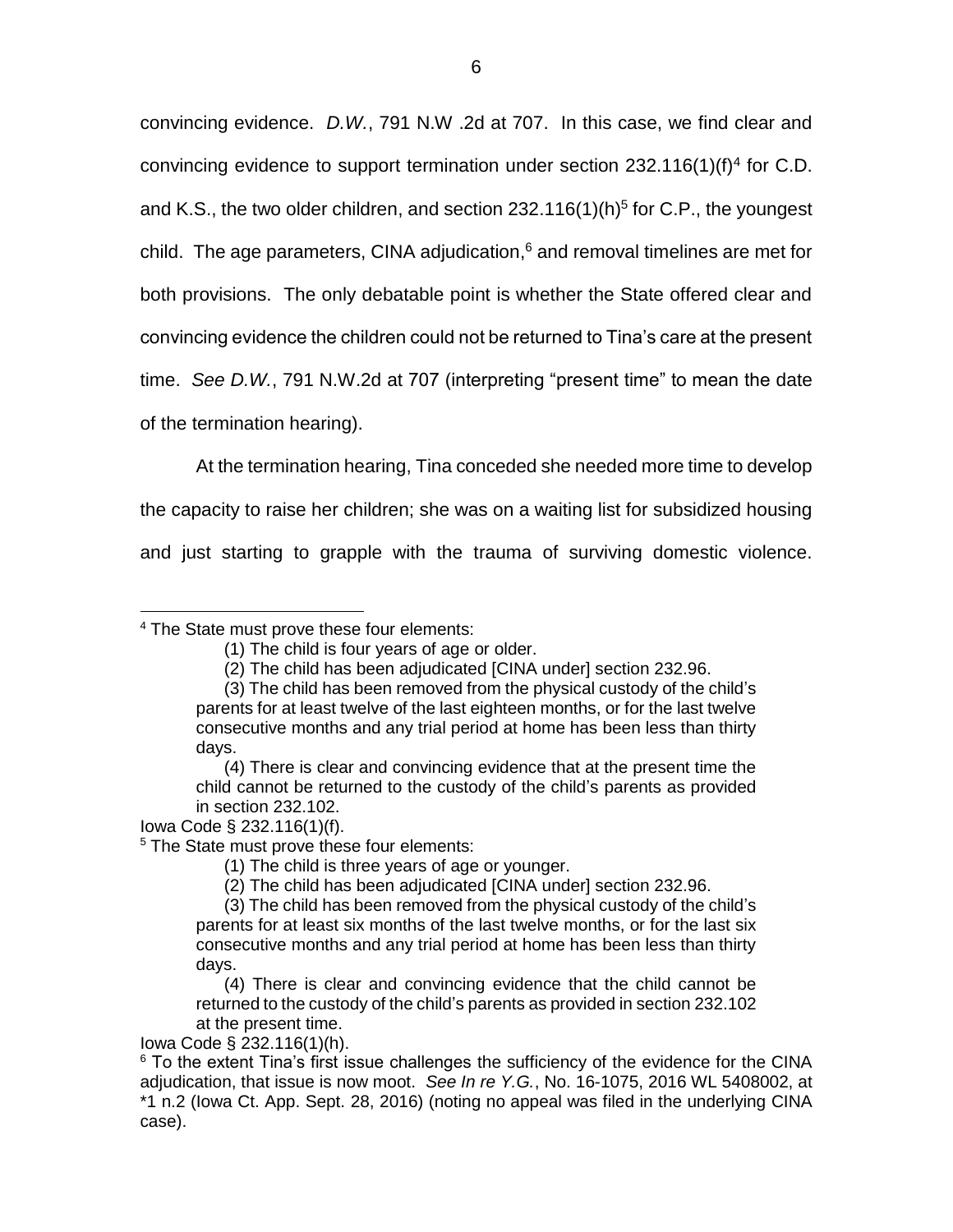convincing evidence. *D.W.*, 791 N.W .2d at 707. In this case, we find clear and convincing evidence to support termination under section 232.116(1)(f)[4] for C.D. and K.S., the two older children, and section 232.116(1)(h)[5] for C.P., the youngest child. The age parameters, CINA adjudication,[6] and removal timelines are met for both provisions. The only debatable point is whether the State offered clear and convincing evidence the children could not be returned to Tina's care at the present time. *See D.W.*, 791 N.W.2d at 707 (interpreting "present time" to mean the date of the termination hearing).

At the termination hearing, Tina conceded she needed more time to develop the capacity to raise her children; she was on a waiting list for subsidized housing and just starting to grapple with the trauma of surviving domestic violence.

---

[4] The State must prove these four elements:

> (1) The child is four years of age or older.
>
> (2) The child has been adjudicated [CINA under] section 232.96.
>
> (3) The child has been removed from the physical custody of the child's parents for at least twelve of the last eighteen months, or for the last twelve consecutive months and any trial period at home has been less than thirty days.
>
> (4) There is clear and convincing evidence that at the present time the child cannot be returned to the custody of the child's parents as provided in section 232.102.

Iowa Code § 232.116(1)(f).

[5] The State must prove these four elements:

> (1) The child is three years of age or younger.
>
> (2) The child has been adjudicated [CINA under] section 232.96.
>
> (3) The child has been removed from the physical custody of the child's parents for at least six months of the last twelve months, or for the last six consecutive months and any trial period at home has been less than thirty days.
>
> (4) There is clear and convincing evidence that the child cannot be returned to the custody of the child's parents as provided in section 232.102 at the present time.

Iowa Code § 232.116(1)(h).

[6] To the extent Tina's first issue challenges the sufficiency of the evidence for the CINA adjudication, that issue is now moot. *See In re Y.G.*, No. 16-1075, 2016 WL 5408002, at *1 n.2 (Iowa Ct. App. Sept. 28, 2016) (noting no appeal was filed in the underlying CINA case).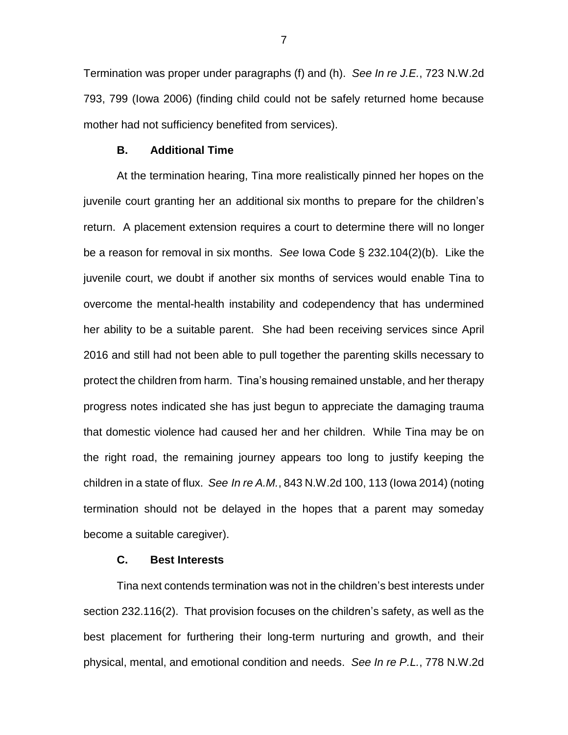Termination was proper under paragraphs (f) and (h). *See In re J.E.*, 723 N.W.2d 793, 799 (Iowa 2006) (finding child could not be safely returned home because mother had not sufficiency benefited from services).

### B. Additional Time

At the termination hearing, Tina more realistically pinned her hopes on the juvenile court granting her an additional six months to prepare for the children's return. A placement extension requires a court to determine there will no longer be a reason for removal in six months. *See* Iowa Code § 232.104(2)(b). Like the juvenile court, we doubt if another six months of services would enable Tina to overcome the mental-health instability and codependency that has undermined her ability to be a suitable parent. She had been receiving services since April 2016 and still had not been able to pull together the parenting skills necessary to protect the children from harm. Tina's housing remained unstable, and her therapy progress notes indicated she has just begun to appreciate the damaging trauma that domestic violence had caused her and her children. While Tina may be on the right road, the remaining journey appears too long to justify keeping the children in a state of flux. *See In re A.M.*, 843 N.W.2d 100, 113 (Iowa 2014) (noting termination should not be delayed in the hopes that a parent may someday become a suitable caregiver).

### C. Best Interests

Tina next contends termination was not in the children's best interests under section 232.116(2). That provision focuses on the children's safety, as well as the best placement for furthering their long-term nurturing and growth, and their physical, mental, and emotional condition and needs. *See In re P.L.*, 778 N.W.2d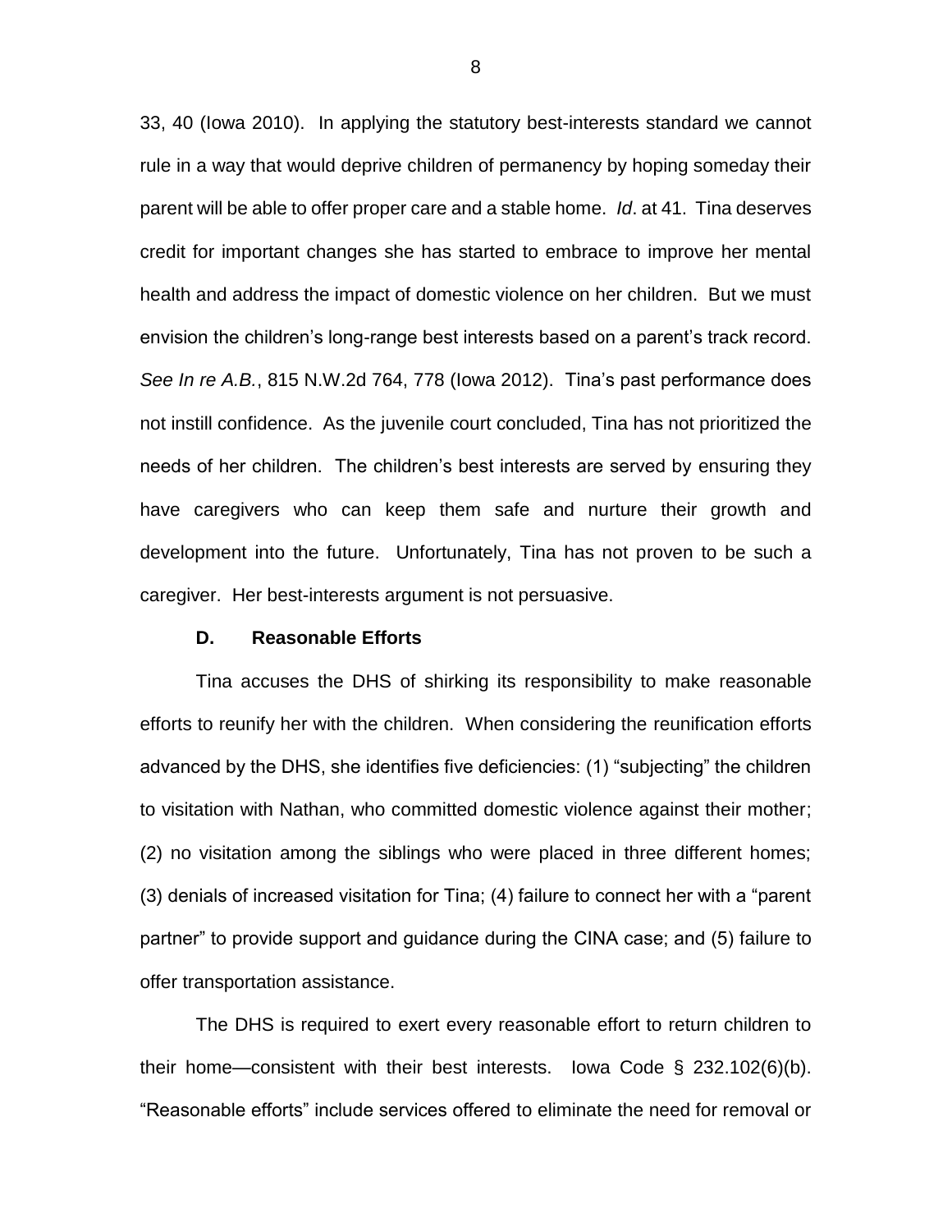33, 40 (Iowa 2010). In applying the statutory best-interests standard we cannot rule in a way that would deprive children of permanency by hoping someday their parent will be able to offer proper care and a stable home. *Id*. at 41. Tina deserves credit for important changes she has started to embrace to improve her mental health and address the impact of domestic violence on her children. But we must envision the children's long-range best interests based on a parent's track record. *See In re A.B.*, 815 N.W.2d 764, 778 (Iowa 2012). Tina's past performance does not instill confidence. As the juvenile court concluded, Tina has not prioritized the needs of her children. The children's best interests are served by ensuring they have caregivers who can keep them safe and nurture their growth and development into the future. Unfortunately, Tina has not proven to be such a caregiver. Her best-interests argument is not persuasive.

### D. Reasonable Efforts

Tina accuses the DHS of shirking its responsibility to make reasonable efforts to reunify her with the children. When considering the reunification efforts advanced by the DHS, she identifies five deficiencies: (1) "subjecting" the children to visitation with Nathan, who committed domestic violence against their mother; (2) no visitation among the siblings who were placed in three different homes; (3) denials of increased visitation for Tina; (4) failure to connect her with a "parent partner" to provide support and guidance during the CINA case; and (5) failure to offer transportation assistance.

The DHS is required to exert every reasonable effort to return children to their home—consistent with their best interests. Iowa Code § 232.102(6)(b). "Reasonable efforts" include services offered to eliminate the need for removal or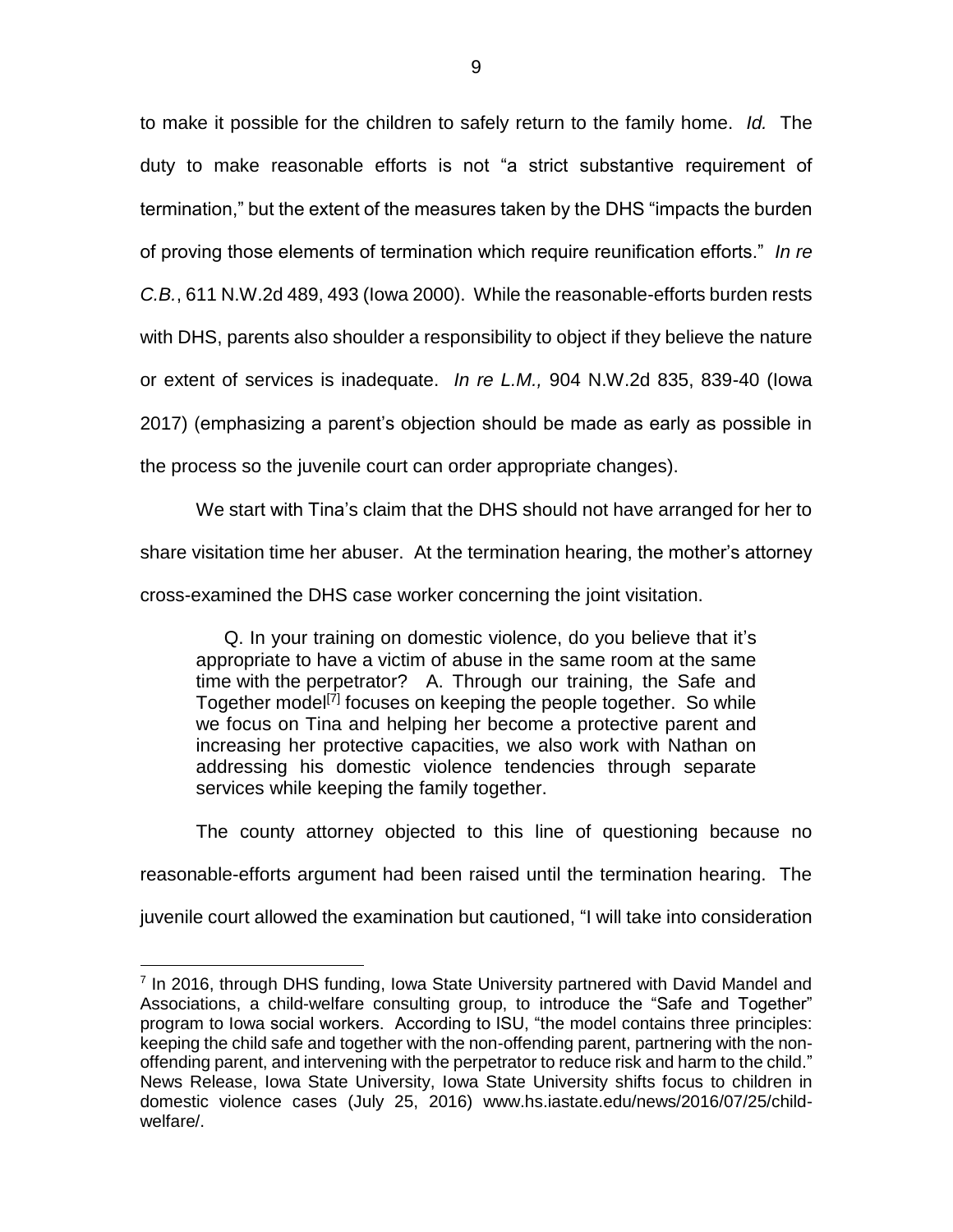to make it possible for the children to safely return to the family home. *Id.* The duty to make reasonable efforts is not "a strict substantive requirement of termination," but the extent of the measures taken by the DHS "impacts the burden of proving those elements of termination which require reunification efforts." *In re C.B.*, 611 N.W.2d 489, 493 (Iowa 2000). While the reasonable-efforts burden rests with DHS, parents also shoulder a responsibility to object if they believe the nature or extent of services is inadequate. *In re L.M.,* 904 N.W.2d 835, 839-40 (Iowa 2017) (emphasizing a parent's objection should be made as early as possible in the process so the juvenile court can order appropriate changes).

We start with Tina's claim that the DHS should not have arranged for her to share visitation time her abuser. At the termination hearing, the mother's attorney cross-examined the DHS case worker concerning the joint visitation.

> Q. In your training on domestic violence, do you believe that it's appropriate to have a victim of abuse in the same room at the same time with the perpetrator? A. Through our training, the Safe and Together model[7] focuses on keeping the people together. So while we focus on Tina and helping her become a protective parent and increasing her protective capacities, we also work with Nathan on addressing his domestic violence tendencies through separate services while keeping the family together.

The county attorney objected to this line of questioning because no reasonable-efforts argument had been raised until the termination hearing. The juvenile court allowed the examination but cautioned, "I will take into consideration

---

[7] In 2016, through DHS funding, Iowa State University partnered with David Mandel and Associations, a child-welfare consulting group, to introduce the "Safe and Together" program to Iowa social workers. According to ISU, "the model contains three principles: keeping the child safe and together with the non-offending parent, partnering with the non-offending parent, and intervening with the perpetrator to reduce risk and harm to the child." News Release, Iowa State University, Iowa State University shifts focus to children in domestic violence cases (July 25, 2016) www.hs.iastate.edu/news/2016/07/25/child-welfare/.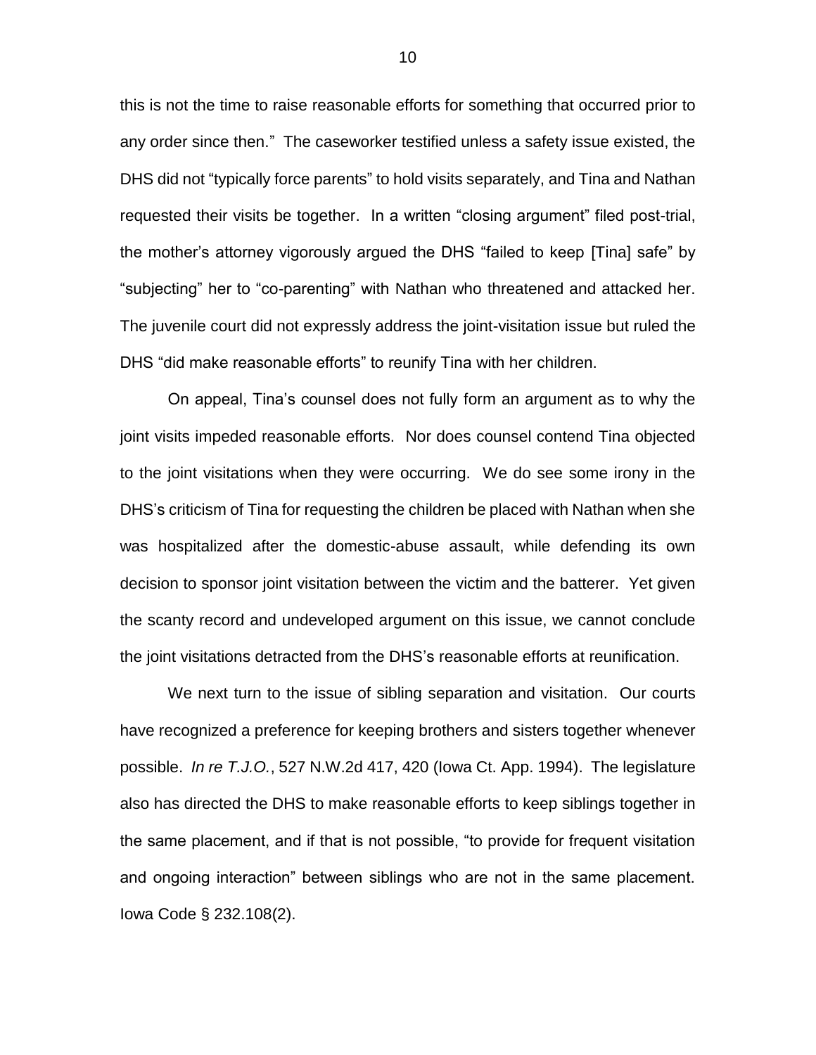this is not the time to raise reasonable efforts for something that occurred prior to any order since then." The caseworker testified unless a safety issue existed, the DHS did not "typically force parents" to hold visits separately, and Tina and Nathan requested their visits be together. In a written "closing argument" filed post-trial, the mother's attorney vigorously argued the DHS "failed to keep [Tina] safe" by "subjecting" her to "co-parenting" with Nathan who threatened and attacked her. The juvenile court did not expressly address the joint-visitation issue but ruled the DHS "did make reasonable efforts" to reunify Tina with her children.

On appeal, Tina's counsel does not fully form an argument as to why the joint visits impeded reasonable efforts. Nor does counsel contend Tina objected to the joint visitations when they were occurring. We do see some irony in the DHS's criticism of Tina for requesting the children be placed with Nathan when she was hospitalized after the domestic-abuse assault, while defending its own decision to sponsor joint visitation between the victim and the batterer. Yet given the scanty record and undeveloped argument on this issue, we cannot conclude the joint visitations detracted from the DHS's reasonable efforts at reunification.

We next turn to the issue of sibling separation and visitation. Our courts have recognized a preference for keeping brothers and sisters together whenever possible. *In re T.J.O.*, 527 N.W.2d 417, 420 (Iowa Ct. App. 1994). The legislature also has directed the DHS to make reasonable efforts to keep siblings together in the same placement, and if that is not possible, "to provide for frequent visitation and ongoing interaction" between siblings who are not in the same placement. Iowa Code § 232.108(2).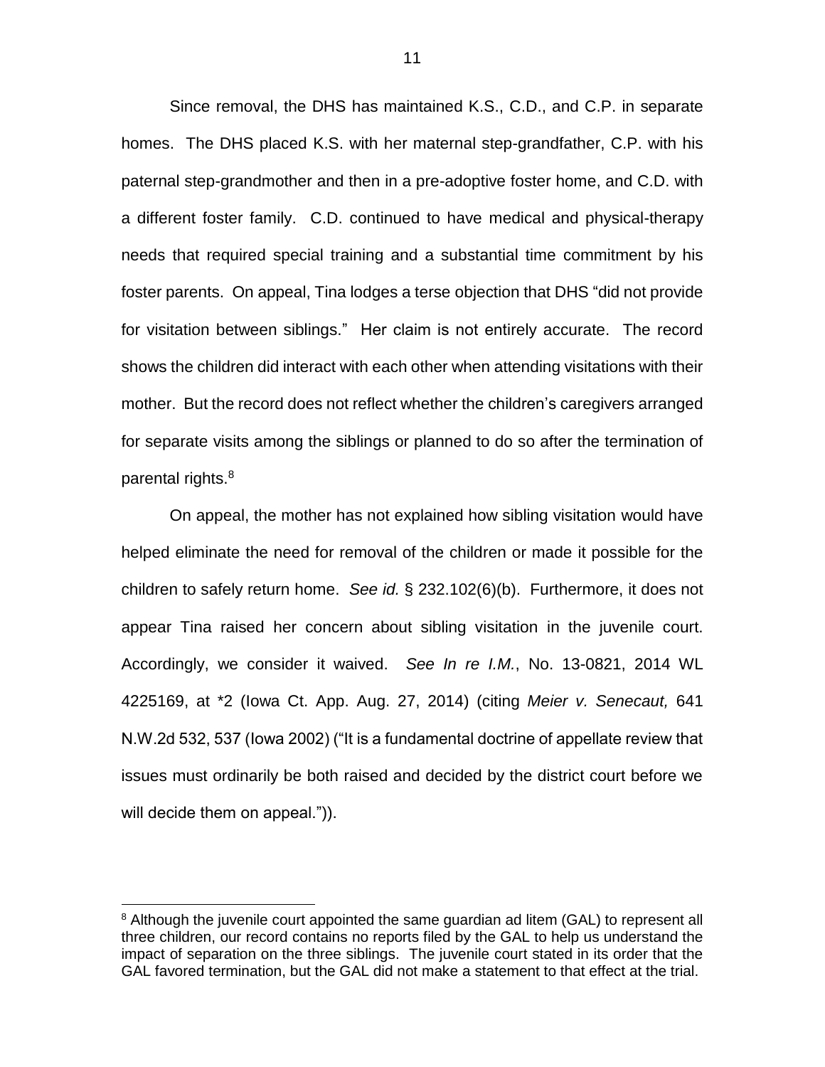Since removal, the DHS has maintained K.S., C.D., and C.P. in separate homes. The DHS placed K.S. with her maternal step-grandfather, C.P. with his paternal step-grandmother and then in a pre-adoptive foster home, and C.D. with a different foster family. C.D. continued to have medical and physical-therapy needs that required special training and a substantial time commitment by his foster parents. On appeal, Tina lodges a terse objection that DHS "did not provide for visitation between siblings." Her claim is not entirely accurate. The record shows the children did interact with each other when attending visitations with their mother. But the record does not reflect whether the children's caregivers arranged for separate visits among the siblings or planned to do so after the termination of parental rights.[8]

On appeal, the mother has not explained how sibling visitation would have helped eliminate the need for removal of the children or made it possible for the children to safely return home. *See id.* § 232.102(6)(b). Furthermore, it does not appear Tina raised her concern about sibling visitation in the juvenile court. Accordingly, we consider it waived. *See In re I.M.*, No. 13-0821, 2014 WL 4225169, at *2 (Iowa Ct. App. Aug. 27, 2014) (citing *Meier v. Senecaut,* 641 N.W.2d 532, 537 (Iowa 2002) ("It is a fundamental doctrine of appellate review that issues must ordinarily be both raised and decided by the district court before we will decide them on appeal.")).

[8] Although the juvenile court appointed the same guardian ad litem (GAL) to represent all three children, our record contains no reports filed by the GAL to help us understand the impact of separation on the three siblings. The juvenile court stated in its order that the GAL favored termination, but the GAL did not make a statement to that effect at the trial.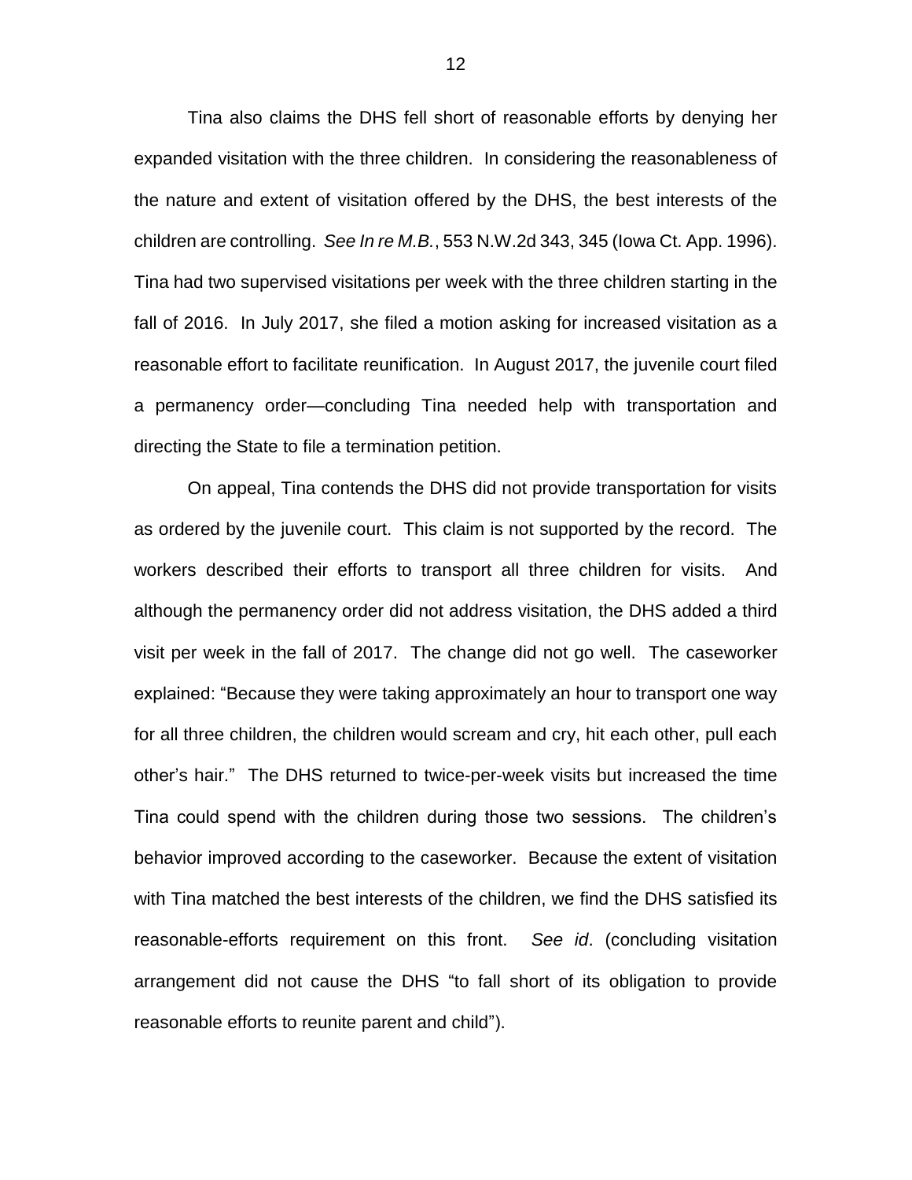Tina also claims the DHS fell short of reasonable efforts by denying her expanded visitation with the three children. In considering the reasonableness of the nature and extent of visitation offered by the DHS, the best interests of the children are controlling. *See In re M.B.*, 553 N.W.2d 343, 345 (Iowa Ct. App. 1996). Tina had two supervised visitations per week with the three children starting in the fall of 2016. In July 2017, she filed a motion asking for increased visitation as a reasonable effort to facilitate reunification. In August 2017, the juvenile court filed a permanency order—concluding Tina needed help with transportation and directing the State to file a termination petition.

On appeal, Tina contends the DHS did not provide transportation for visits as ordered by the juvenile court. This claim is not supported by the record. The workers described their efforts to transport all three children for visits. And although the permanency order did not address visitation, the DHS added a third visit per week in the fall of 2017. The change did not go well. The caseworker explained: "Because they were taking approximately an hour to transport one way for all three children, the children would scream and cry, hit each other, pull each other's hair." The DHS returned to twice-per-week visits but increased the time Tina could spend with the children during those two sessions. The children's behavior improved according to the caseworker. Because the extent of visitation with Tina matched the best interests of the children, we find the DHS satisfied its reasonable-efforts requirement on this front. *See id*. (concluding visitation arrangement did not cause the DHS "to fall short of its obligation to provide reasonable efforts to reunite parent and child").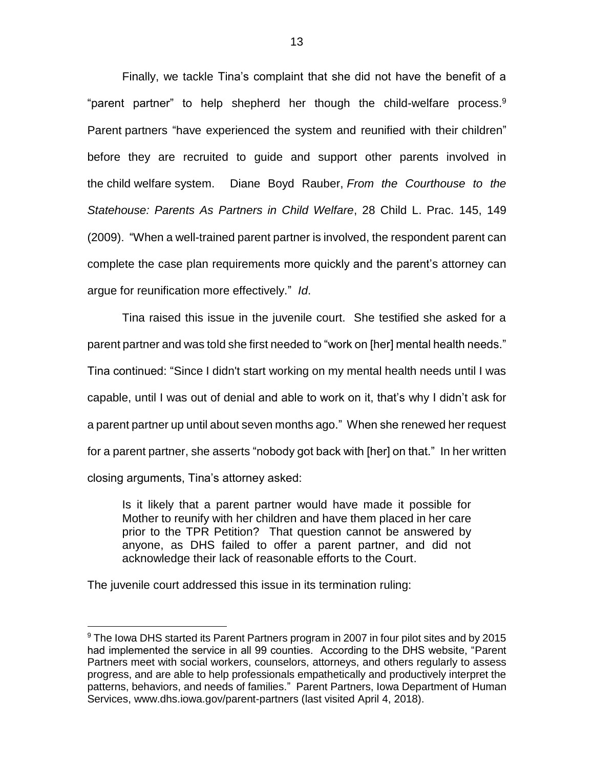Finally, we tackle Tina's complaint that she did not have the benefit of a "parent partner" to help shepherd her though the child-welfare process.[9] Parent partners "have experienced the system and reunified with their children" before they are recruited to guide and support other parents involved in the child welfare system. Diane Boyd Rauber, *From the Courthouse to the Statehouse: Parents As Partners in Child Welfare*, 28 Child L. Prac. 145, 149 (2009). "When a well-trained parent partner is involved, the respondent parent can complete the case plan requirements more quickly and the parent's attorney can argue for reunification more effectively." *Id*.

Tina raised this issue in the juvenile court. She testified she asked for a parent partner and was told she first needed to "work on [her] mental health needs." Tina continued: "Since I didn't start working on my mental health needs until I was capable, until I was out of denial and able to work on it, that's why I didn't ask for a parent partner up until about seven months ago." When she renewed her request for a parent partner, she asserts "nobody got back with [her] on that." In her written closing arguments, Tina's attorney asked:

> Is it likely that a parent partner would have made it possible for Mother to reunify with her children and have them placed in her care prior to the TPR Petition? That question cannot be answered by anyone, as DHS failed to offer a parent partner, and did not acknowledge their lack of reasonable efforts to the Court.

The juvenile court addressed this issue in its termination ruling:

[9] The Iowa DHS started its Parent Partners program in 2007 in four pilot sites and by 2015 had implemented the service in all 99 counties. According to the DHS website, "Parent Partners meet with social workers, counselors, attorneys, and others regularly to assess progress, and are able to help professionals empathetically and productively interpret the patterns, behaviors, and needs of families." Parent Partners, Iowa Department of Human Services, www.dhs.iowa.gov/parent-partners (last visited April 4, 2018).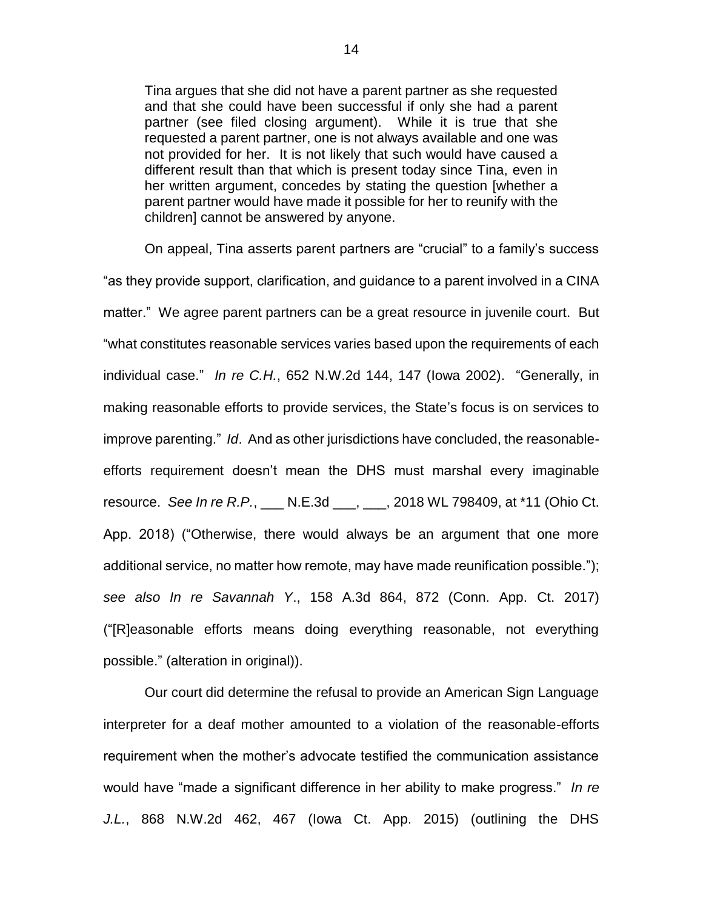> Tina argues that she did not have a parent partner as she requested and that she could have been successful if only she had a parent partner (see filed closing argument). While it is true that she requested a parent partner, one is not always available and one was not provided for her. It is not likely that such would have caused a different result than that which is present today since Tina, even in her written argument, concedes by stating the question [whether a parent partner would have made it possible for her to reunify with the children] cannot be answered by anyone.

On appeal, Tina asserts parent partners are "crucial" to a family's success "as they provide support, clarification, and guidance to a parent involved in a CINA matter." We agree parent partners can be a great resource in juvenile court. But "what constitutes reasonable services varies based upon the requirements of each individual case." *In re C.H.*, 652 N.W.2d 144, 147 (Iowa 2002). "Generally, in making reasonable efforts to provide services, the State's focus is on services to improve parenting." *Id*. And as other jurisdictions have concluded, the reasonable-efforts requirement doesn't mean the DHS must marshal every imaginable resource. *See In re R.P.*, ___ N.E.3d ___, ___, 2018 WL 798409, at *11 (Ohio Ct. App. 2018) ("Otherwise, there would always be an argument that one more additional service, no matter how remote, may have made reunification possible."); *see also In re Savannah Y*., 158 A.3d 864, 872 (Conn. App. Ct. 2017) ("[R]easonable efforts means doing everything reasonable, not everything possible." (alteration in original)).

Our court did determine the refusal to provide an American Sign Language interpreter for a deaf mother amounted to a violation of the reasonable-efforts requirement when the mother's advocate testified the communication assistance would have "made a significant difference in her ability to make progress." *In re J.L.*, 868 N.W.2d 462, 467 (Iowa Ct. App. 2015) (outlining the DHS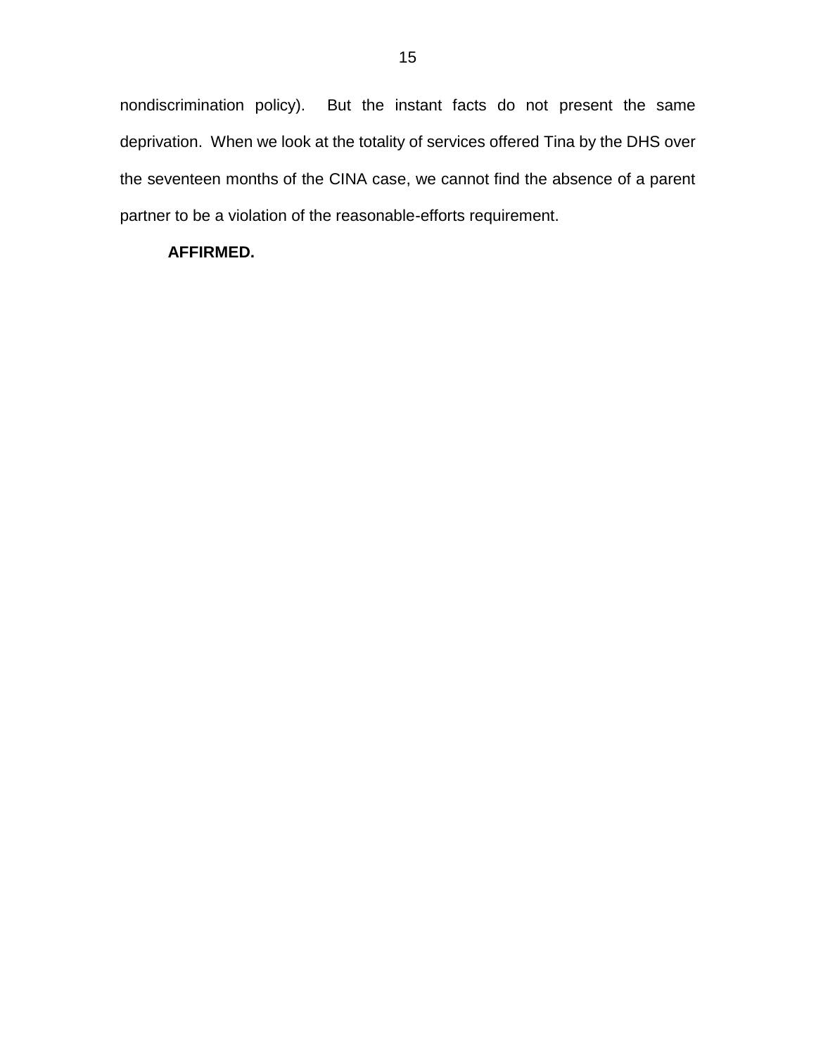nondiscrimination policy). But the instant facts do not present the same deprivation. When we look at the totality of services offered Tina by the DHS over the seventeen months of the CINA case, we cannot find the absence of a parent partner to be a violation of the reasonable-efforts requirement.

**AFFIRMED.**